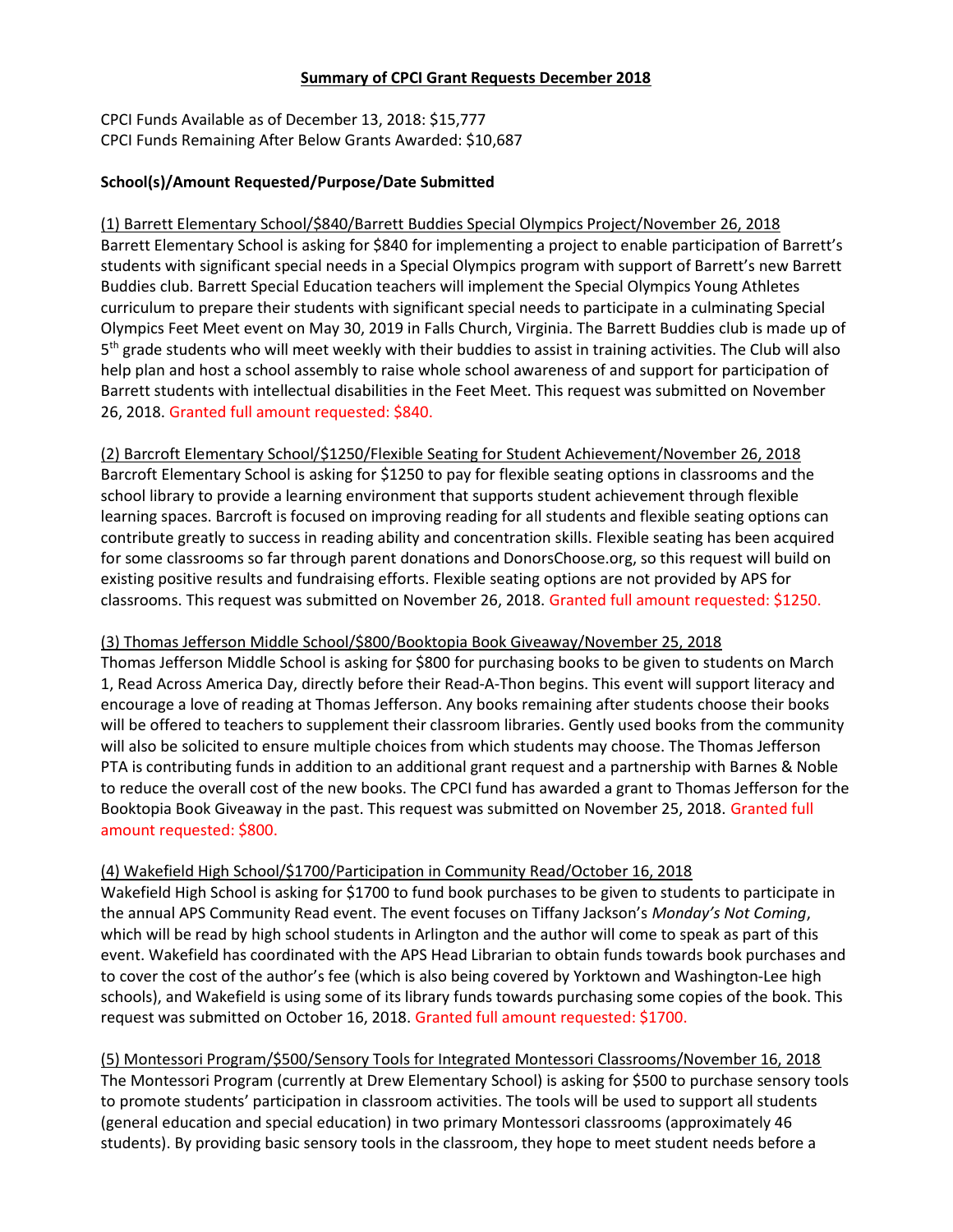**Summary of CPCI Grant Requests December 2018**

CPCI Funds Available as of December 13, 2018: $15,777
CPCI Funds Remaining After Below Grants Awarded: $10,687

**School(s)/Amount Requested/Purpose/Date Submitted**

(1) Barrett Elementary School/$840/Barrett Buddies Special Olympics Project/November 26, 2018
Barrett Elementary School is asking for $840 for implementing a project to enable participation of Barrett's students with significant special needs in a Special Olympics program with support of Barrett's new Barrett Buddies club. Barrett Special Education teachers will implement the Special Olympics Young Athletes curriculum to prepare their students with significant special needs to participate in a culminating Special Olympics Feet Meet event on May 30, 2019 in Falls Church, Virginia. The Barrett Buddies club is made up of 5th grade students who will meet weekly with their buddies to assist in training activities. The Club will also help plan and host a school assembly to raise whole school awareness of and support for participation of Barrett students with intellectual disabilities in the Feet Meet. This request was submitted on November 26, 2018. Granted full amount requested: $840.

(2) Barcroft Elementary School/$1250/Flexible Seating for Student Achievement/November 26, 2018
Barcroft Elementary School is asking for $1250 to pay for flexible seating options in classrooms and the school library to provide a learning environment that supports student achievement through flexible learning spaces. Barcroft is focused on improving reading for all students and flexible seating options can contribute greatly to success in reading ability and concentration skills. Flexible seating has been acquired for some classrooms so far through parent donations and DonorsChoose.org, so this request will build on existing positive results and fundraising efforts. Flexible seating options are not provided by APS for classrooms. This request was submitted on November 26, 2018. Granted full amount requested: $1250.

(3) Thomas Jefferson Middle School/$800/Booktopia Book Giveaway/November 25, 2018
Thomas Jefferson Middle School is asking for $800 for purchasing books to be given to students on March 1, Read Across America Day, directly before their Read-A-Thon begins. This event will support literacy and encourage a love of reading at Thomas Jefferson. Any books remaining after students choose their books will be offered to teachers to supplement their classroom libraries. Gently used books from the community will also be solicited to ensure multiple choices from which students may choose. The Thomas Jefferson PTA is contributing funds in addition to an additional grant request and a partnership with Barnes & Noble to reduce the overall cost of the new books. The CPCI fund has awarded a grant to Thomas Jefferson for the Booktopia Book Giveaway in the past. This request was submitted on November 25, 2018. Granted full amount requested: $800.

(4) Wakefield High School/$1700/Participation in Community Read/October 16, 2018
Wakefield High School is asking for $1700 to fund book purchases to be given to students to participate in the annual APS Community Read event. The event focuses on Tiffany Jackson's *Monday's Not Coming*, which will be read by high school students in Arlington and the author will come to speak as part of this event. Wakefield has coordinated with the APS Head Librarian to obtain funds towards book purchases and to cover the cost of the author's fee (which is also being covered by Yorktown and Washington-Lee high schools), and Wakefield is using some of its library funds towards purchasing some copies of the book. This request was submitted on October 16, 2018. Granted full amount requested: $1700.

(5) Montessori Program/$500/Sensory Tools for Integrated Montessori Classrooms/November 16, 2018
The Montessori Program (currently at Drew Elementary School) is asking for $500 to purchase sensory tools to promote students' participation in classroom activities. The tools will be used to support all students (general education and special education) in two primary Montessori classrooms (approximately 46 students). By providing basic sensory tools in the classroom, they hope to meet student needs before a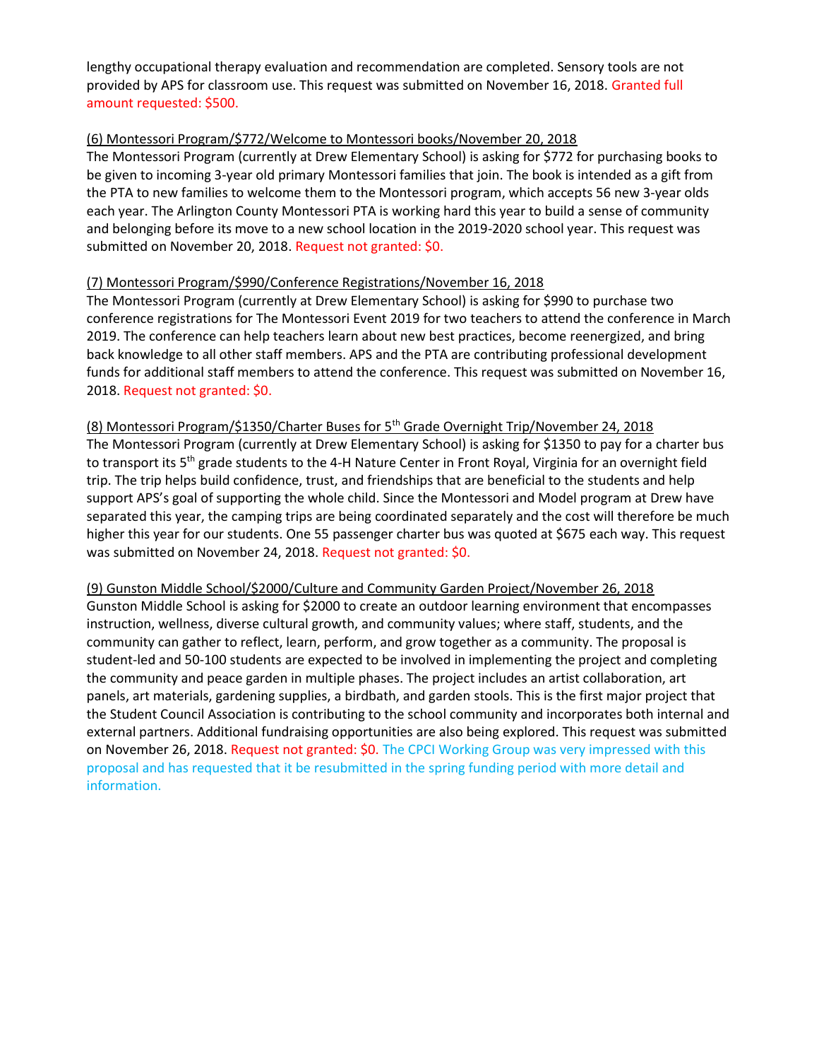lengthy occupational therapy evaluation and recommendation are completed. Sensory tools are not provided by APS for classroom use. This request was submitted on November 16, 2018. Granted full amount requested: $500.

(6) Montessori Program/$772/Welcome to Montessori books/November 20, 2018

The Montessori Program (currently at Drew Elementary School) is asking for $772 for purchasing books to be given to incoming 3-year old primary Montessori families that join. The book is intended as a gift from the PTA to new families to welcome them to the Montessori program, which accepts 56 new 3-year olds each year. The Arlington County Montessori PTA is working hard this year to build a sense of community and belonging before its move to a new school location in the 2019-2020 school year. This request was submitted on November 20, 2018. Request not granted: $0.

(7) Montessori Program/$990/Conference Registrations/November 16, 2018

The Montessori Program (currently at Drew Elementary School) is asking for $990 to purchase two conference registrations for The Montessori Event 2019 for two teachers to attend the conference in March 2019. The conference can help teachers learn about new best practices, become reenergized, and bring back knowledge to all other staff members. APS and the PTA are contributing professional development funds for additional staff members to attend the conference. This request was submitted on November 16, 2018. Request not granted: $0.

(8) Montessori Program/$1350/Charter Buses for 5th Grade Overnight Trip/November 24, 2018

The Montessori Program (currently at Drew Elementary School) is asking for $1350 to pay for a charter bus to transport its 5th grade students to the 4-H Nature Center in Front Royal, Virginia for an overnight field trip. The trip helps build confidence, trust, and friendships that are beneficial to the students and help support APS's goal of supporting the whole child. Since the Montessori and Model program at Drew have separated this year, the camping trips are being coordinated separately and the cost will therefore be much higher this year for our students. One 55 passenger charter bus was quoted at $675 each way. This request was submitted on November 24, 2018. Request not granted: $0.

(9) Gunston Middle School/$2000/Culture and Community Garden Project/November 26, 2018

Gunston Middle School is asking for $2000 to create an outdoor learning environment that encompasses instruction, wellness, diverse cultural growth, and community values; where staff, students, and the community can gather to reflect, learn, perform, and grow together as a community. The proposal is student-led and 50-100 students are expected to be involved in implementing the project and completing the community and peace garden in multiple phases. The project includes an artist collaboration, art panels, art materials, gardening supplies, a birdbath, and garden stools. This is the first major project that the Student Council Association is contributing to the school community and incorporates both internal and external partners. Additional fundraising opportunities are also being explored. This request was submitted on November 26, 2018. Request not granted: $0. The CPCI Working Group was very impressed with this proposal and has requested that it be resubmitted in the spring funding period with more detail and information.